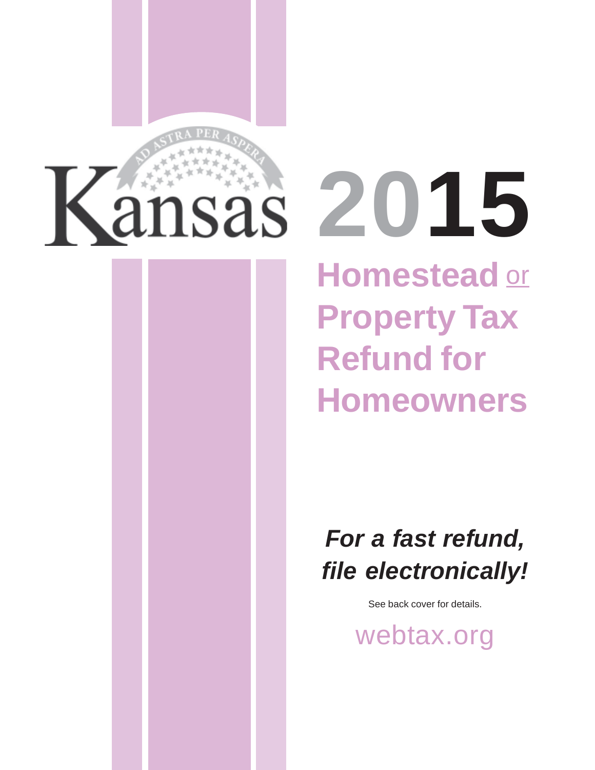# Kansas 2015

## Homestead or Property Tax Refund for Homeowners

***For a fast refund, file electronically!***

See back cover for details.

webtax.org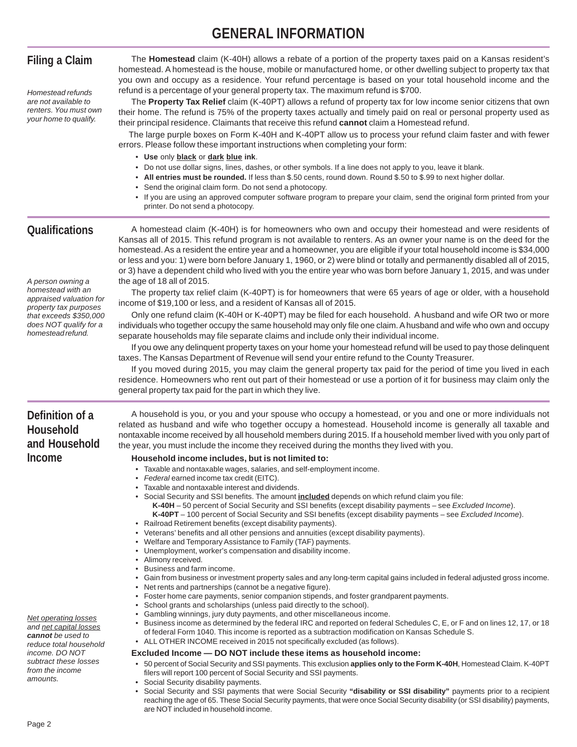# GENERAL INFORMATION

## Filing a Claim

*Homestead refunds are not available to renters. You must own your home to qualify.*

The **Homestead** claim (K-40H) allows a rebate of a portion of the property taxes paid on a Kansas resident's homestead. A homestead is the house, mobile or manufactured home, or other dwelling subject to property tax that you own and occupy as a residence. Your refund percentage is based on your total household income and the refund is a percentage of your general property tax. The maximum refund is $700.

The **Property Tax Relief** claim (K-40PT) allows a refund of property tax for low income senior citizens that own their home. The refund is 75% of the property taxes actually and timely paid on real or personal property used as their principal residence. Claimants that receive this refund **cannot** claim a Homestead refund.

The large purple boxes on Form K-40H and K-40PT allow us to process your refund claim faster and with fewer errors. Please follow these important instructions when completing your form:

- **Use** only **black** or **dark blue ink**.
- Do not use dollar signs, lines, dashes, or other symbols. If a line does not apply to you, leave it blank.
- **All entries must be rounded.** If less than $.50 cents, round down. Round $.50 to $.99 to next higher dollar.
- Send the original claim form. Do not send a photocopy.
- If you are using an approved computer software program to prepare your claim, send the original form printed from your printer. Do not send a photocopy.

## Qualifications

*A person owning a homestead with an appraised valuation for property tax purposes that exceeds $350,000 does NOT qualify for a homestead refund.*

A homestead claim (K-40H) is for homeowners who own and occupy their homestead and were residents of Kansas all of 2015. This refund program is not available to renters. As an owner your name is on the deed for the homestead. As a resident the entire year and a homeowner, you are eligible if your total household income is $34,000 or less and you: 1) were born before January 1, 1960, or 2) were blind or totally and permanently disabled all of 2015, or 3) have a dependent child who lived with you the entire year who was born before January 1, 2015, and was under the age of 18 all of 2015.

The property tax relief claim (K-40PT) is for homeowners that were 65 years of age or older, with a household income of $19,100 or less, and a resident of Kansas all of 2015.

Only one refund claim (K-40H or K-40PT) may be filed for each household. A husband and wife OR two or more individuals who together occupy the same household may only file one claim. A husband and wife who own and occupy separate households may file separate claims and include only their individual income.

If you owe any delinquent property taxes on your home your homestead refund will be used to pay those delinquent taxes. The Kansas Department of Revenue will send your entire refund to the County Treasurer.

If you moved during 2015, you may claim the general property tax paid for the period of time you lived in each residence. Homeowners who rent out part of their homestead or use a portion of it for business may claim only the general property tax paid for the part in which they live.

## Definition of a Household and Household Income

A household is you, or you and your spouse who occupy a homestead, or you and one or more individuals not related as husband and wife who together occupy a homestead. Household income is generally all taxable and nontaxable income received by all household members during 2015. If a household member lived with you only part of the year, you must include the income they received during the months they lived with you.

**Household income includes, but is not limited to:**

- Taxable and nontaxable wages, salaries, and self-employment income.
- *Federal* earned income tax credit (EITC).
- Taxable and nontaxable interest and dividends.
- Social Security and SSI benefits. The amount **included** depends on which refund claim you file:
  - **K-40H** – 50 percent of Social Security and SSI benefits (except disability payments – see *Excluded Income*).
  - **K-40PT** – 100 percent of Social Security and SSI benefits (except disability payments – see *Excluded Income*).
- Railroad Retirement benefits (except disability payments).
- Veterans' benefits and all other pensions and annuities (except disability payments).
- Welfare and Temporary Assistance to Family (TAF) payments.
- Unemployment, worker's compensation and disability income.
- Alimony received.
- Business and farm income.
- Gain from business or investment property sales and any long-term capital gains included in federal adjusted gross income.
- Net rents and partnerships (cannot be a negative figure).
- Foster home care payments, senior companion stipends, and foster grandparent payments.
- School grants and scholarships (unless paid directly to the school).
- Gambling winnings, jury duty payments, and other miscellaneous income.
- Business income as determined by the federal IRC and reported on federal Schedules C, E, or F and on lines 12, 17, or 18 of federal Form 1040. This income is reported as a subtraction modification on Kansas Schedule S.
- ALL OTHER INCOME received in 2015 not specifically excluded (as follows).

*Net operating losses and net capital losses **cannot** be used to reduce total household income. DO NOT subtract these losses from the income amounts.*

**Excluded Income — DO NOT include these items as household income:**

- 50 percent of Social Security and SSI payments. This exclusion **applies only to the Form K-40H**, Homestead Claim. K-40PT filers will report 100 percent of Social Security and SSI payments.
- Social Security disability payments.
- Social Security and SSI payments that were Social Security **"disability or SSI disability"** payments prior to a recipient reaching the age of 65. These Social Security payments, that were once Social Security disability (or SSI disability) payments, are NOT included in household income.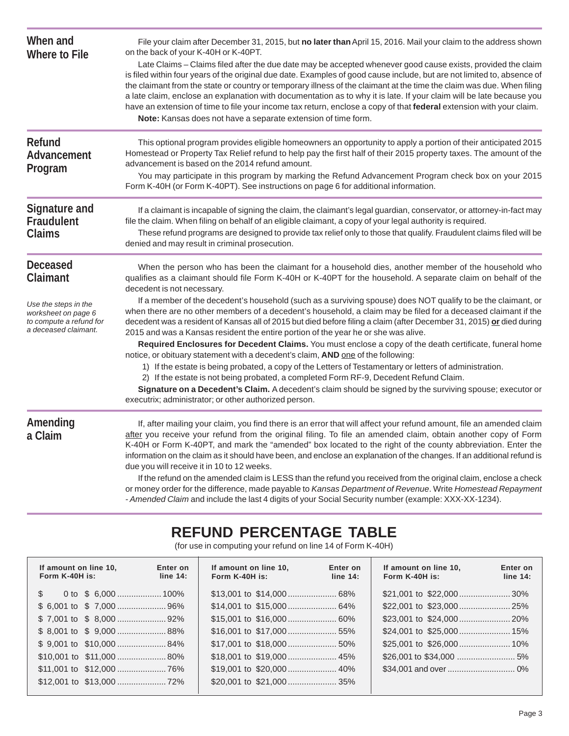## When and Where to File

File your claim after December 31, 2015, but **no later than** April 15, 2016. Mail your claim to the address shown on the back of your K-40H or K-40PT.

Late Claims – Claims filed after the due date may be accepted whenever good cause exists, provided the claim is filed within four years of the original due date. Examples of good cause include, but are not limited to, absence of the claimant from the state or country or temporary illness of the claimant at the time the claim was due. When filing a late claim, enclose an explanation with documentation as to why it is late. If your claim will be late because you have an extension of time to file your income tax return, enclose a copy of that **federal** extension with your claim.

**Note:** Kansas does not have a separate extension of time form.

## Refund Advancement Program

This optional program provides eligible homeowners an opportunity to apply a portion of their anticipated 2015 Homestead or Property Tax Relief refund to help pay the first half of their 2015 property taxes. The amount of the advancement is based on the 2014 refund amount.

You may participate in this program by marking the Refund Advancement Program check box on your 2015 Form K-40H (or Form K-40PT). See instructions on page 6 for additional information.

## Signature and Fraudulent Claims

If a claimant is incapable of signing the claim, the claimant's legal guardian, conservator, or attorney-in-fact may file the claim. When filing on behalf of an eligible claimant, a copy of your legal authority is required.

These refund programs are designed to provide tax relief only to those that qualify. Fraudulent claims filed will be denied and may result in criminal prosecution.

## Deceased Claimant

*Use the steps in the worksheet on page 6 to compute a refund for a deceased claimant.*

When the person who has been the claimant for a household dies, another member of the household who qualifies as a claimant should file Form K-40H or K-40PT for the household. A separate claim on behalf of the decedent is not necessary.

If a member of the decedent's household (such as a surviving spouse) does NOT qualify to be the claimant, or when there are no other members of a decedent's household, a claim may be filed for a deceased claimant if the decedent was a resident of Kansas all of 2015 but died before filing a claim (after December 31, 2015) **or** died during 2015 and was a Kansas resident the entire portion of the year he or she was alive.

**Required Enclosures for Decedent Claims.** You must enclose a copy of the death certificate, funeral home notice, or obituary statement with a decedent's claim, **AND** one of the following:

1) If the estate is being probated, a copy of the Letters of Testamentary or letters of administration.
2) If the estate is not being probated, a completed Form RF-9, Decedent Refund Claim.

**Signature on a Decedent's Claim.** A decedent's claim should be signed by the surviving spouse; executor or executrix; administrator; or other authorized person.

## Amending a Claim

If, after mailing your claim, you find there is an error that will affect your refund amount, file an amended claim after you receive your refund from the original filing. To file an amended claim, obtain another copy of Form K-40H or Form K-40PT, and mark the "amended" box located to the right of the county abbreviation. Enter the information on the claim as it should have been, and enclose an explanation of the changes. If an additional refund is due you will receive it in 10 to 12 weeks.

If the refund on the amended claim is LESS than the refund you received from the original claim, enclose a check or money order for the difference, made payable to *Kansas Department of Revenue*. Write *Homestead Repayment - Amended Claim* and include the last 4 digits of your Social Security number (example: XXX-XX-1234).

# REFUND PERCENTAGE TABLE

(for use in computing your refund on line 14 of Form K-40H)

| If amount on line 10, Form K-40H is: | Enter on line 14: | If amount on line 10, Form K-40H is: | Enter on line 14: | If amount on line 10, Form K-40H is: | Enter on line 14: |
|---|---|---|---|---|---|
| $ 0 to $ 6,000 | 100% | $13,001 to $14,000 | 68% | $21,001 to $22,000 | 30% |
| $ 6,001 to $ 7,000 | 96% | $14,001 to $15,000 | 64% | $22,001 to $23,000 | 25% |
| $ 7,001 to $ 8,000 | 92% | $15,001 to $16,000 | 60% | $23,001 to $24,000 | 20% |
| $ 8,001 to $ 9,000 | 88% | $16,001 to $17,000 | 55% | $24,001 to $25,000 | 15% |
| $ 9,001 to $10,000 | 84% | $17,001 to $18,000 | 50% | $25,001 to $26,000 | 10% |
| $10,001 to $11,000 | 80% | $18,001 to $19,000 | 45% | $26,001 to $34,000 | 5% |
| $11,001 to $12,000 | 76% | $19,001 to $20,000 | 40% | $34,001 and over | 0% |
| $12,001 to $13,000 | 72% | $20,001 to $21,000 | 35% | | |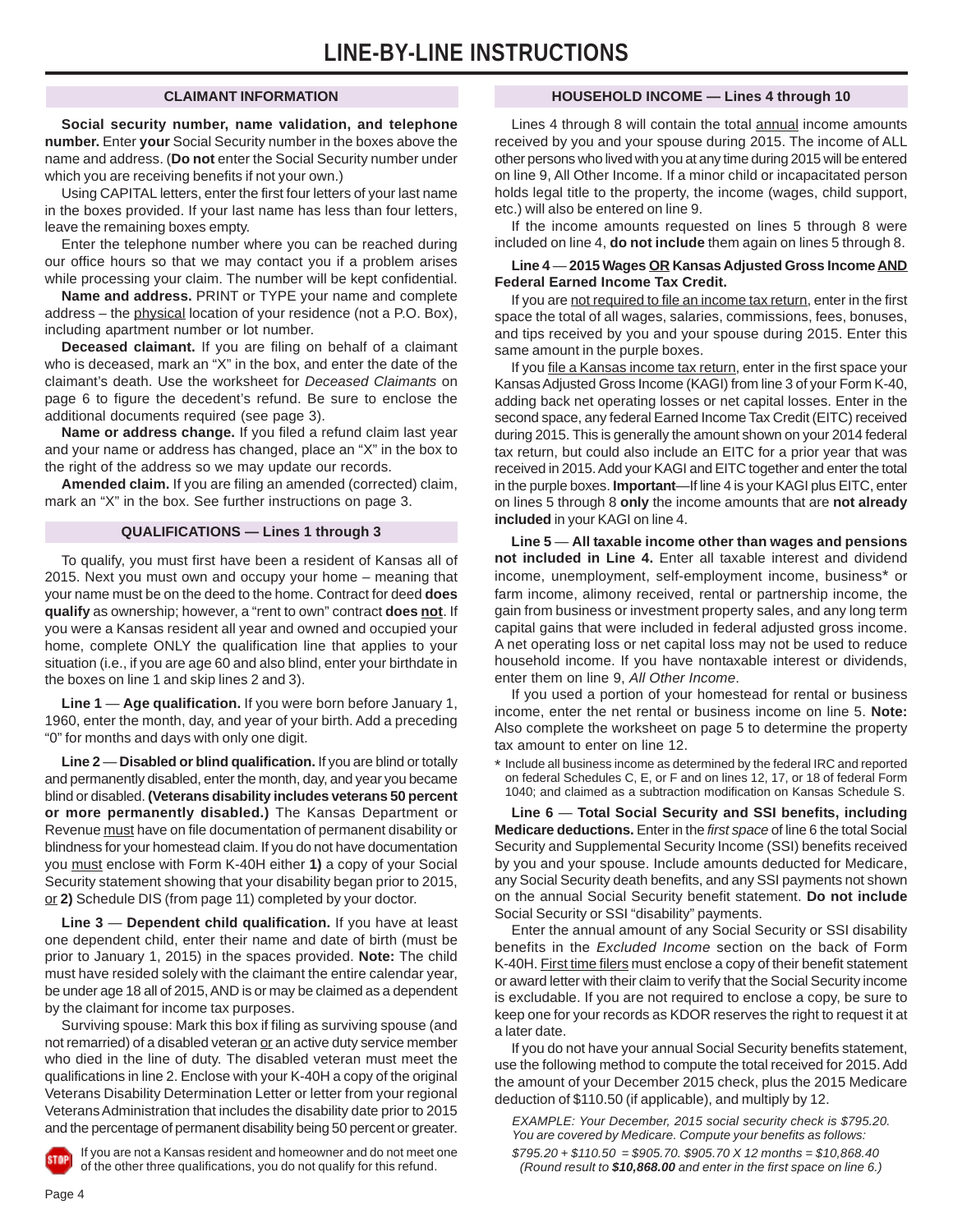# LINE-BY-LINE INSTRUCTIONS

## CLAIMANT INFORMATION

**Social security number, name validation, and telephone number.** Enter **your** Social Security number in the boxes above the name and address. (**Do not** enter the Social Security number under which you are receiving benefits if not your own.)

Using CAPITAL letters, enter the first four letters of your last name in the boxes provided. If your last name has less than four letters, leave the remaining boxes empty.

Enter the telephone number where you can be reached during our office hours so that we may contact you if a problem arises while processing your claim. The number will be kept confidential.

**Name and address.** PRINT or TYPE your name and complete address – the physical location of your residence (not a P.O. Box), including apartment number or lot number.

**Deceased claimant.** If you are filing on behalf of a claimant who is deceased, mark an "X" in the box, and enter the date of the claimant's death. Use the worksheet for *Deceased Claimants* on page 6 to figure the decedent's refund. Be sure to enclose the additional documents required (see page 3).

**Name or address change.** If you filed a refund claim last year and your name or address has changed, place an "X" in the box to the right of the address so we may update our records.

**Amended claim.** If you are filing an amended (corrected) claim, mark an "X" in the box. See further instructions on page 3.

## QUALIFICATIONS — Lines 1 through 3

To qualify, you must first have been a resident of Kansas all of 2015. Next you must own and occupy your home – meaning that your name must be on the deed to the home. Contract for deed **does qualify** as ownership; however, a "rent to own" contract **does not**. If you were a Kansas resident all year and owned and occupied your home, complete ONLY the qualification line that applies to your situation (i.e., if you are age 60 and also blind, enter your birthdate in the boxes on line 1 and skip lines 2 and 3).

**Line 1** — **Age qualification.** If you were born before January 1, 1960, enter the month, day, and year of your birth. Add a preceding "0" for months and days with only one digit.

**Line 2** — **Disabled or blind qualification.** If you are blind or totally and permanently disabled, enter the month, day, and year you became blind or disabled. **(Veterans disability includes veterans 50 percent or more permanently disabled.)** The Kansas Department or Revenue must have on file documentation of permanent disability or blindness for your homestead claim. If you do not have documentation you must enclose with Form K-40H either **1)** a copy of your Social Security statement showing that your disability began prior to 2015, or **2)** Schedule DIS (from page 11) completed by your doctor.

**Line 3** — **Dependent child qualification.** If you have at least one dependent child, enter their name and date of birth (must be prior to January 1, 2015) in the spaces provided. **Note:** The child must have resided solely with the claimant the entire calendar year, be under age 18 all of 2015, AND is or may be claimed as a dependent by the claimant for income tax purposes.

Surviving spouse: Mark this box if filing as surviving spouse (and not remarried) of a disabled veteran or an active duty service member who died in the line of duty. The disabled veteran must meet the qualifications in line 2. Enclose with your K-40H a copy of the original Veterans Disability Determination Letter or letter from your regional Veterans Administration that includes the disability date prior to 2015 and the percentage of permanent disability being 50 percent or greater.

STOP: If you are not a Kansas resident and homeowner and do not meet one of the other three qualifications, you do not qualify for this refund.

## HOUSEHOLD INCOME — Lines 4 through 10

Lines 4 through 8 will contain the total annual income amounts received by you and your spouse during 2015. The income of ALL other persons who lived with you at any time during 2015 will be entered on line 9, All Other Income. If a minor child or incapacitated person holds legal title to the property, the income (wages, child support, etc.) will also be entered on line 9.

If the income amounts requested on lines 5 through 8 were included on line 4, **do not include** them again on lines 5 through 8.

**Line 4** — **2015 Wages OR Kansas Adjusted Gross Income AND Federal Earned Income Tax Credit.**

If you are not required to file an income tax return, enter in the first space the total of all wages, salaries, commissions, fees, bonuses, and tips received by you and your spouse during 2015. Enter this same amount in the purple boxes.

If you file a Kansas income tax return, enter in the first space your Kansas Adjusted Gross Income (KAGI) from line 3 of your Form K-40, adding back net operating losses or net capital losses. Enter in the second space, any federal Earned Income Tax Credit (EITC) received during 2015. This is generally the amount shown on your 2014 federal tax return, but could also include an EITC for a prior year that was received in 2015. Add your KAGI and EITC together and enter the total in the purple boxes. **Important**—If line 4 is your KAGI plus EITC, enter on lines 5 through 8 **only** the income amounts that are **not already included** in your KAGI on line 4.

**Line 5** — **All taxable income other than wages and pensions not included in Line 4.** Enter all taxable interest and dividend income, unemployment, self-employment income, business* or farm income, alimony received, rental or partnership income, the gain from business or investment property sales, and any long term capital gains that were included in federal adjusted gross income. A net operating loss or net capital loss may not be used to reduce household income. If you have nontaxable interest or dividends, enter them on line 9, *All Other Income*.

If you used a portion of your homestead for rental or business income, enter the net rental or business income on line 5. **Note:** Also complete the worksheet on page 5 to determine the property tax amount to enter on line 12.

\* Include all business income as determined by the federal IRC and reported on federal Schedules C, E, or F and on lines 12, 17, or 18 of federal Form 1040; and claimed as a subtraction modification on Kansas Schedule S.

**Line 6** — **Total Social Security and SSI benefits, including Medicare deductions.** Enter in the *first space* of line 6 the total Social Security and Supplemental Security Income (SSI) benefits received by you and your spouse. Include amounts deducted for Medicare, any Social Security death benefits, and any SSI payments not shown on the annual Social Security benefit statement. **Do not include** Social Security or SSI "disability" payments.

Enter the annual amount of any Social Security or SSI disability benefits in the *Excluded Income* section on the back of Form K-40H. First time filers must enclose a copy of their benefit statement or award letter with their claim to verify that the Social Security income is excludable. If you are not required to enclose a copy, be sure to keep one for your records as KDOR reserves the right to request it at a later date.

If you do not have your annual Social Security benefits statement, use the following method to compute the total received for 2015. Add the amount of your December 2015 check, plus the 2015 Medicare deduction of $110.50 (if applicable), and multiply by 12.

*EXAMPLE: Your December, 2015 social security check is $795.20. You are covered by Medicare. Compute your benefits as follows:*

*$795.20 + $110.50 = $905.70. $905.70 X 12 months = $10,868.40 (Round result to **$10,868.00** and enter in the first space on line 6.)*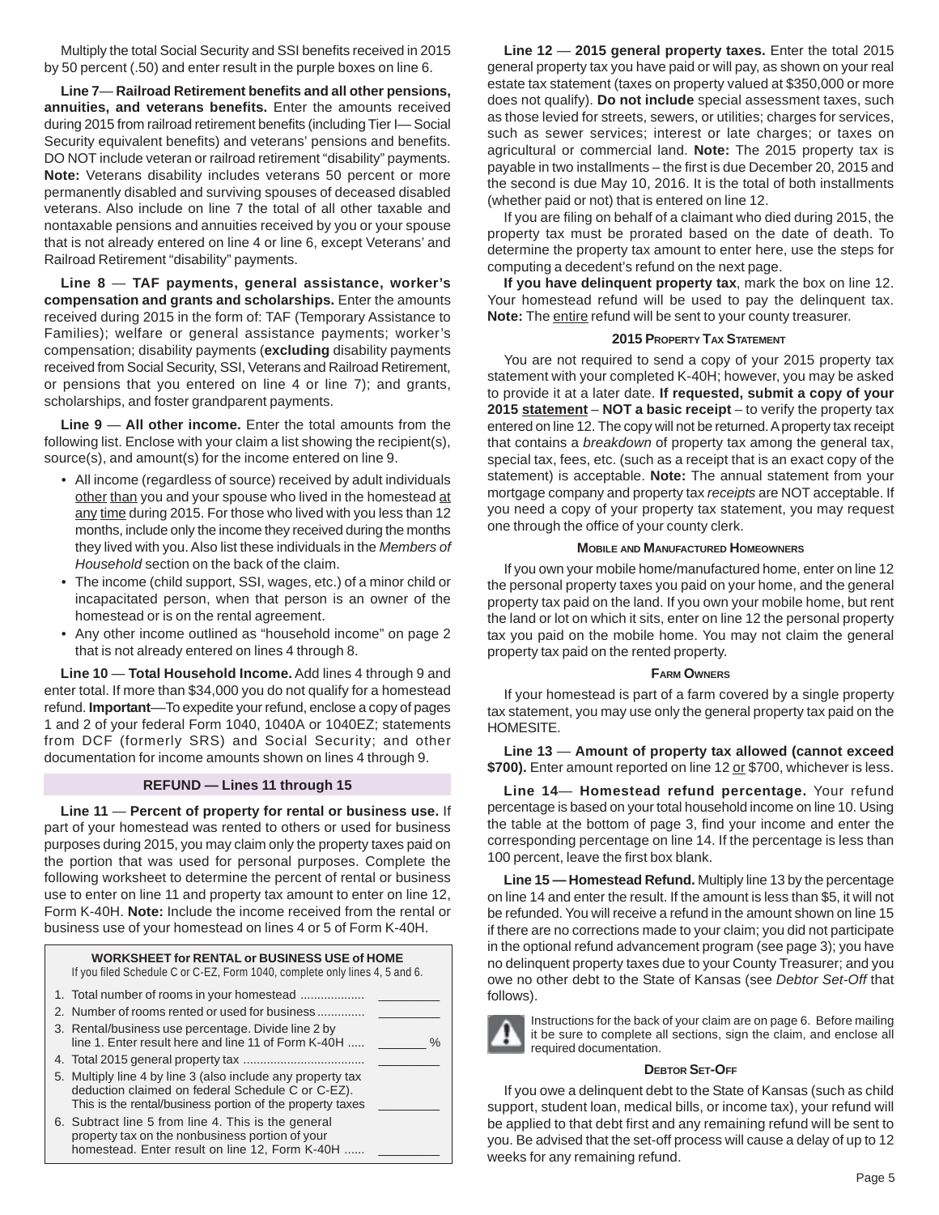Multiply the total Social Security and SSI benefits received in 2015 by 50 percent (.50) and enter result in the purple boxes on line 6.

**Line 7— Railroad Retirement benefits and all other pensions, annuities, and veterans benefits.** Enter the amounts received during 2015 from railroad retirement benefits (including Tier I— Social Security equivalent benefits) and veterans' pensions and benefits. DO NOT include veteran or railroad retirement "disability" payments. **Note:** Veterans disability includes veterans 50 percent or more permanently disabled and surviving spouses of deceased disabled veterans. Also include on line 7 the total of all other taxable and nontaxable pensions and annuities received by you or your spouse that is not already entered on line 4 or line 6, except Veterans' and Railroad Retirement "disability" payments.

**Line 8 — TAF payments, general assistance, worker's compensation and grants and scholarships.** Enter the amounts received during 2015 in the form of: TAF (Temporary Assistance to Families); welfare or general assistance payments; worker's compensation; disability payments (**excluding** disability payments received from Social Security, SSI, Veterans and Railroad Retirement, or pensions that you entered on line 4 or line 7); and grants, scholarships, and foster grandparent payments.

**Line 9 — All other income.** Enter the total amounts from the following list. Enclose with your claim a list showing the recipient(s), source(s), and amount(s) for the income entered on line 9.

- All income (regardless of source) received by adult individuals other than you and your spouse who lived in the homestead at any time during 2015. For those who lived with you less than 12 months, include only the income they received during the months they lived with you. Also list these individuals in the *Members of Household* section on the back of the claim.
- The income (child support, SSI, wages, etc.) of a minor child or incapacitated person, when that person is an owner of the homestead or is on the rental agreement.
- Any other income outlined as "household income" on page 2 that is not already entered on lines 4 through 8.

**Line 10 — Total Household Income.** Add lines 4 through 9 and enter total. If more than $34,000 you do not qualify for a homestead refund. **Important**—To expedite your refund, enclose a copy of pages 1 and 2 of your federal Form 1040, 1040A or 1040EZ; statements from DCF (formerly SRS) and Social Security; and other documentation for income amounts shown on lines 4 through 9.

## REFUND — Lines 11 through 15

**Line 11 — Percent of property for rental or business use.** If part of your homestead was rented to others or used for business purposes during 2015, you may claim only the property taxes paid on the portion that was used for personal purposes. Complete the following worksheet to determine the percent of rental or business use to enter on line 11 and property tax amount to enter on line 12, Form K-40H. **Note:** Include the income received from the rental or business use of your homestead on lines 4 or 5 of Form K-40H.

**WORKSHEET for RENTAL or BUSINESS USE of HOME**
If you filed Schedule C or C-EZ, Form 1040, complete only lines 4, 5 and 6.

| | |
|---|---|
| 1. Total number of rooms in your homestead | ________ |
| 2. Number of rooms rented or used for business | ________ |
| 3. Rental/business use percentage. Divide line 2 by line 1. Enter result here and line 11 of Form K-40H | ______ % |
| 4. Total 2015 general property tax | ________ |
| 5. Multiply line 4 by line 3 (also include any property tax deduction claimed on federal Schedule C or C-EZ). This is the rental/business portion of the property taxes | ________ |
| 6. Subtract line 5 from line 4. This is the general property tax on the nonbusiness portion of your homestead. Enter result on line 12, Form K-40H | ________ |

**Line 12 — 2015 general property taxes.** Enter the total 2015 general property tax you have paid or will pay, as shown on your real estate tax statement (taxes on property valued at $350,000 or more does not qualify). **Do not include** special assessment taxes, such as those levied for streets, sewers, or utilities; charges for services, such as sewer services; interest or late charges; or taxes on agricultural or commercial land. **Note:** The 2015 property tax is payable in two installments – the first is due December 20, 2015 and the second is due May 10, 2016. It is the total of both installments (whether paid or not) that is entered on line 12.

If you are filing on behalf of a claimant who died during 2015, the property tax must be prorated based on the date of death. To determine the property tax amount to enter here, use the steps for computing a decedent's refund on the next page.

**If you have delinquent property tax**, mark the box on line 12. Your homestead refund will be used to pay the delinquent tax. **Note:** The entire refund will be sent to your county treasurer.

### 2015 Property Tax Statement

You are not required to send a copy of your 2015 property tax statement with your completed K-40H; however, you may be asked to provide it at a later date. **If requested, submit a copy of your 2015 statement – NOT a basic receipt** – to verify the property tax entered on line 12. The copy will not be returned. A property tax receipt that contains a *breakdown* of property tax among the general tax, special tax, fees, etc. (such as a receipt that is an exact copy of the statement) is acceptable. **Note:** The annual statement from your mortgage company and property tax *receipts* are NOT acceptable. If you need a copy of your property tax statement, you may request one through the office of your county clerk.

### Mobile and Manufactured Homeowners

If you own your mobile home/manufactured home, enter on line 12 the personal property taxes you paid on your home, and the general property tax paid on the land. If you own your mobile home, but rent the land or lot on which it sits, enter on line 12 the personal property tax you paid on the mobile home. You may not claim the general property tax paid on the rented property.

### Farm Owners

If your homestead is part of a farm covered by a single property tax statement, you may use only the general property tax paid on the HOMESITE.

**Line 13 — Amount of property tax allowed (cannot exceed $700).** Enter amount reported on line 12 or $700, whichever is less.

**Line 14— Homestead refund percentage.** Your refund percentage is based on your total household income on line 10. Using the table at the bottom of page 3, find your income and enter the corresponding percentage on line 14. If the percentage is less than 100 percent, leave the first box blank.

**Line 15 — Homestead Refund.** Multiply line 13 by the percentage on line 14 and enter the result. If the amount is less than $5, it will not be refunded. You will receive a refund in the amount shown on line 15 if there are no corrections made to your claim; you did not participate in the optional refund advancement program (see page 3); you have no delinquent property taxes due to your County Treasurer; and you owe no other debt to the State of Kansas (see *Debtor Set-Off* that follows).

Instructions for the back of your claim are on page 6. Before mailing it be sure to complete all sections, sign the claim, and enclose all required documentation.

### Debtor Set-Off

If you owe a delinquent debt to the State of Kansas (such as child support, student loan, medical bills, or income tax), your refund will be applied to that debt first and any remaining refund will be sent to you. Be advised that the set-off process will cause a delay of up to 12 weeks for any remaining refund.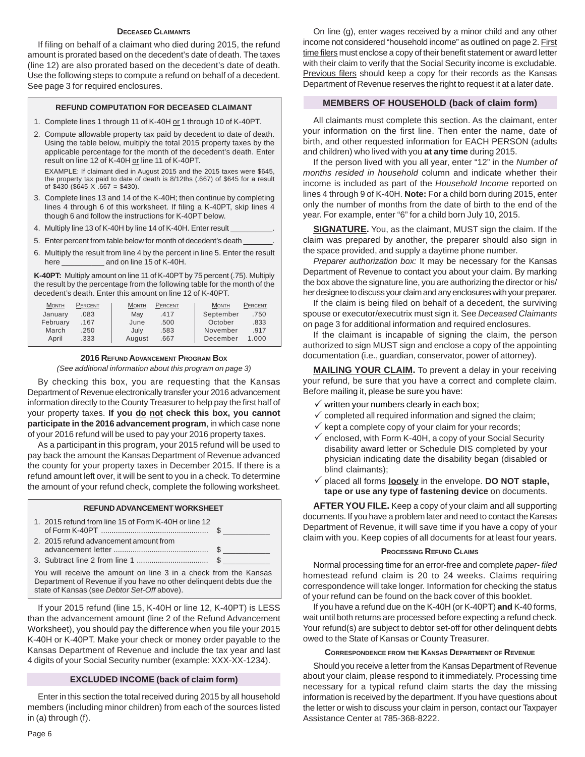### Deceased Claimants

If filing on behalf of a claimant who died during 2015, the refund amount is prorated based on the decedent's date of death. The taxes (line 12) are also prorated based on the decedent's date of death. Use the following steps to compute a refund on behalf of a decedent. See page 3 for required enclosures.

#### REFUND COMPUTATION FOR DECEASED CLAIMANT

1. Complete lines 1 through 11 of K-40H or 1 through 10 of K-40PT.
2. Compute allowable property tax paid by decedent to date of death. Using the table below, multiply the total 2015 property taxes by the applicable percentage for the month of the decedent's death. Enter result on line 12 of K-40H or line 11 of K-40PT.

   EXAMPLE: If claimant died in August 2015 and the 2015 taxes were $645, the property tax paid to date of death is 8/12ths (.667) of $645 for a result of $430 ($645 X .667 = $430).
3. Complete lines 13 and 14 of the K-40H; then continue by completing lines 4 through 6 of this worksheet. If filing a K-40PT, skip lines 4 though 6 and follow the instructions for K-40PT below.
4. Multiply line 13 of K-40H by line 14 of K-40H. Enter result __________.
5. Enter percent from table below for month of decedent's death _______.
6. Multiply the result from line 4 by the percent in line 5. Enter the result here __________ and on line 15 of K-40H.

**K-40PT:** Multiply amount on line 11 of K-40PT by 75 percent (.75). Multiply the result by the percentage from the following table for the month of the decedent's death. Enter this amount on line 12 of K-40PT.

| Month | Percent | Month | Percent | Month | Percent |
|---|---|---|---|---|---|
| January | .083 | May | .417 | September | .750 |
| February | .167 | June | .500 | October | .833 |
| March | .250 | July | .583 | November | .917 |
| April | .333 | August | .667 | December | 1.000 |

### 2016 Refund Advancement Program Box

*(See additional information about this program on page 3)*

By checking this box, you are requesting that the Kansas Department of Revenue electronically transfer your 2016 advancement information directly to the County Treasurer to help pay the first half of your property taxes. **If you do not check this box, you cannot participate in the 2016 advancement program**, in which case none of your 2016 refund will be used to pay your 2016 property taxes.

As a participant in this program, your 2015 refund will be used to pay back the amount the Kansas Department of Revenue advanced the county for your property taxes in December 2015. If there is a refund amount left over, it will be sent to you in a check. To determine the amount of your refund check, complete the following worksheet.

#### REFUND ADVANCEMENT WORKSHEET

1. 2015 refund from line 15 of Form K-40H or line 12 of Form K-40PT .................................................. $ __________
2. 2015 refund advancement amount from advancement letter ............................................ $ __________
3. Subtract line 2 from line 1 ................................. $ __________

You will receive the amount on line 3 in a check from the Kansas Department of Revenue if you have no other delinquent debts due the state of Kansas (see *Debtor Set-Off* above).

If your 2015 refund (line 15, K-40H or line 12, K-40PT) is LESS than the advancement amount (line 2 of the Refund Advancement Worksheet), you should pay the difference when you file your 2015 K-40H or K-40PT. Make your check or money order payable to the Kansas Department of Revenue and include the tax year and last 4 digits of your Social Security number (example: XXX-XX-1234).

## EXCLUDED INCOME (back of claim form)

Enter in this section the total received during 2015 by all household members (including minor children) from each of the sources listed in (a) through (f).

On line (g), enter wages received by a minor child and any other income not considered "household income" as outlined on page 2. First time filers must enclose a copy of their benefit statement or award letter with their claim to verify that the Social Security income is excludable. Previous filers should keep a copy for their records as the Kansas Department of Revenue reserves the right to request it at a later date.

## MEMBERS OF HOUSEHOLD (back of claim form)

All claimants must complete this section. As the claimant, enter your information on the first line. Then enter the name, date of birth, and other requested information for EACH PERSON (adults and children) who lived with you **at any time** during 2015.

If the person lived with you all year, enter "12" in the *Number of months resided in household* column and indicate whether their income is included as part of the *Household Income* reported on lines 4 through 9 of K-40H. **Note:** For a child born during 2015, enter only the number of months from the date of birth to the end of the year. For example, enter "6" for a child born July 10, 2015.

**SIGNATURE.** You, as the claimant, MUST sign the claim. If the claim was prepared by another, the preparer should also sign in the space provided, and supply a daytime phone number.

*Preparer authorization box:* It may be necessary for the Kansas Department of Revenue to contact you about your claim. By marking the box above the signature line, you are authorizing the director or his/her designee to discuss your claim and any enclosures with your preparer.

If the claim is being filed on behalf of a decedent, the surviving spouse or executor/executrix must sign it. See *Deceased Claimants* on page 3 for additional information and required enclosures.

If the claimant is incapable of signing the claim, the person authorized to sign MUST sign and enclose a copy of the appointing documentation (i.e., guardian, conservator, power of attorney).

**MAILING YOUR CLAIM.** To prevent a delay in your receiving your refund, be sure that you have a correct and complete claim. Before mailing it, please be sure you have:

- ✓ written your numbers clearly in each box;
- ✓ completed all required information and signed the claim;
- ✓ kept a complete copy of your claim for your records;
- ✓ enclosed, with Form K-40H, a copy of your Social Security disability award letter or Schedule DIS completed by your physician indicating date the disability began (disabled or blind claimants);
- ✓ placed all forms **loosely** in the envelope. **DO NOT staple, tape or use any type of fastening device** on documents.

**AFTER YOU FILE.** Keep a copy of your claim and all supporting documents. If you have a problem later and need to contact the Kansas Department of Revenue, it will save time if you have a copy of your claim with you. Keep copies of all documents for at least four years.

### Processing Refund Claims

Normal processing time for an error-free and complete *paper- filed* homestead refund claim is 20 to 24 weeks. Claims requiring correspondence will take longer. Information for checking the status of your refund can be found on the back cover of this booklet.

If you have a refund due on the K-40H (or K-40PT) **and** K-40 forms, wait until both returns are processed before expecting a refund check. Your refund(s) are subject to debtor set-off for other delinquent debts owed to the State of Kansas or County Treasurer.

### Correspondence from the Kansas Department of Revenue

Should you receive a letter from the Kansas Department of Revenue about your claim, please respond to it immediately. Processing time necessary for a typical refund claim starts the day the missing information is received by the department. If you have questions about the letter or wish to discuss your claim in person, contact our Taxpayer Assistance Center at 785-368-8222.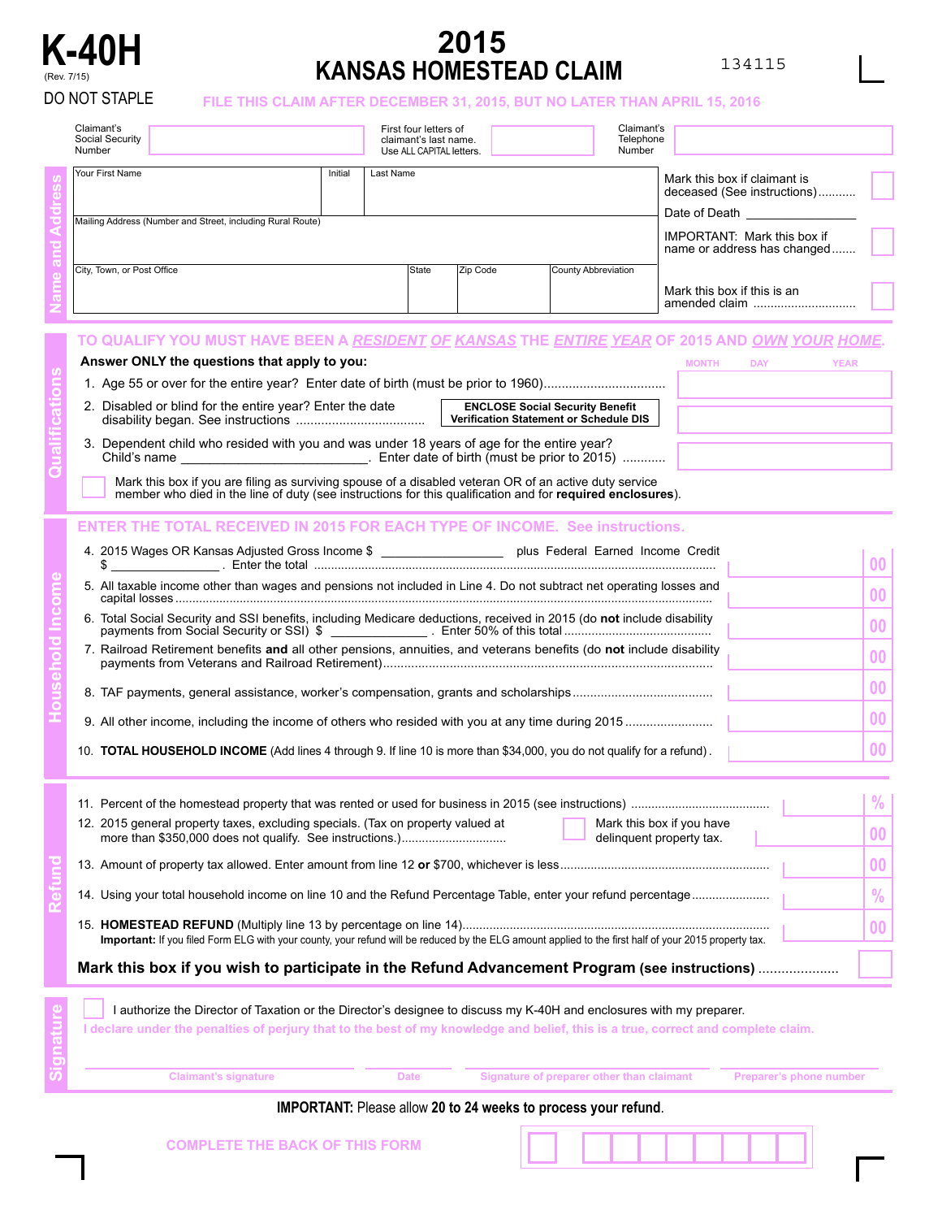# K-40H

(Rev. 7/15)

DO NOT STAPLE

# 2015 KANSAS HOMESTEAD CLAIM

134115

FILE THIS CLAIM AFTER DECEMBER 31, 2015, BUT NO LATER THAN APRIL 15, 2016

Claimant's Social Security Number | First four letters of claimant's last name. Use ALL CAPITAL letters. | Claimant's Telephone Number

## Name and Address

Your First Name | Initial | Last Name

Mailing Address (Number and Street, including Rural Route)

City, Town, or Post Office | State | Zip Code | County Abbreviation

Mark this box if claimant is deceased (See instructions)...........

Date of Death ____________

IMPORTANT: Mark this box if name or address has changed.......

Mark this box if this is an amended claim ..............................

## Qualifications

TO QUALIFY YOU MUST HAVE BEEN A *RESIDENT OF KANSAS* THE *ENTIRE YEAR* OF 2015 AND *OWN YOUR HOME*.

**Answer ONLY the questions that apply to you:** MONTH DAY YEAR

1. Age 55 or over for the entire year? Enter date of birth (must be prior to 1960).................................
2. Disabled or blind for the entire year? Enter the date disability began. See instructions ................................... **ENCLOSE Social Security Benefit Verification Statement or Schedule DIS**
3. Dependent child who resided with you and was under 18 years of age for the entire year? Child's name ___________________________. Enter date of birth (must be prior to 2015) ...........

Mark this box if you are filing as surviving spouse of a disabled veteran OR of an active duty service member who died in the line of duty (see instructions for this qualification and for **required enclosures**).

## Household Income

ENTER THE TOTAL RECEIVED IN 2015 FOR EACH TYPE OF INCOME. See instructions.

4. 2015 Wages OR Kansas Adjusted Gross Income $ _________________ plus Federal Earned Income Credit $ _______________. Enter the total .......... 00
5. All taxable income other than wages and pensions not included in Line 4. Do not subtract net operating losses and capital losses .......... 00
6. Total Social Security and SSI benefits, including Medicare deductions, received in 2015 (do **not** include disability payments from Social Security or SSI) $ _____________ . Enter 50% of this total .......... 00
7. Railroad Retirement benefits **and** all other pensions, annuities, and veterans benefits (do **not** include disability payments from Veterans and Railroad Retirement).......... 00
8. TAF payments, general assistance, worker's compensation, grants and scholarships.......... 00
9. All other income, including the income of others who resided with you at any time during 2015.......... 00
10. **TOTAL HOUSEHOLD INCOME** (Add lines 4 through 9. If line 10 is more than $34,000, you do not qualify for a refund) . 00

## Refund

11. Percent of the homestead property that was rented or used for business in 2015 (see instructions) .......... %
12. 2015 general property taxes, excluding specials. (Tax on property valued at more than $350,000 does not qualify. See instructions.).......... Mark this box if you have delinquent property tax. 00
13. Amount of property tax allowed. Enter amount from line 12 **or** $700, whichever is less.......... 00
14. Using your total household income on line 10 and the Refund Percentage Table, enter your refund percentage.......... %
15. **HOMESTEAD REFUND** (Multiply line 13 by percentage on line 14).......... 00
**Important:** If you filed Form ELG with your county, your refund will be reduced by the ELG amount applied to the first half of your 2015 property tax.

**Mark this box if you wish to participate in the Refund Advancement Program (see instructions)** ....................

## Signature

I authorize the Director of Taxation or the Director's designee to discuss my K-40H and enclosures with my preparer.

I declare under the penalties of perjury that to the best of my knowledge and belief, this is a true, correct and complete claim.

Claimant's signature | Date | Signature of preparer other than claimant | Preparer's phone number

**IMPORTANT:** Please allow **20 to 24 weeks to process your refund**.

COMPLETE THE BACK OF THIS FORM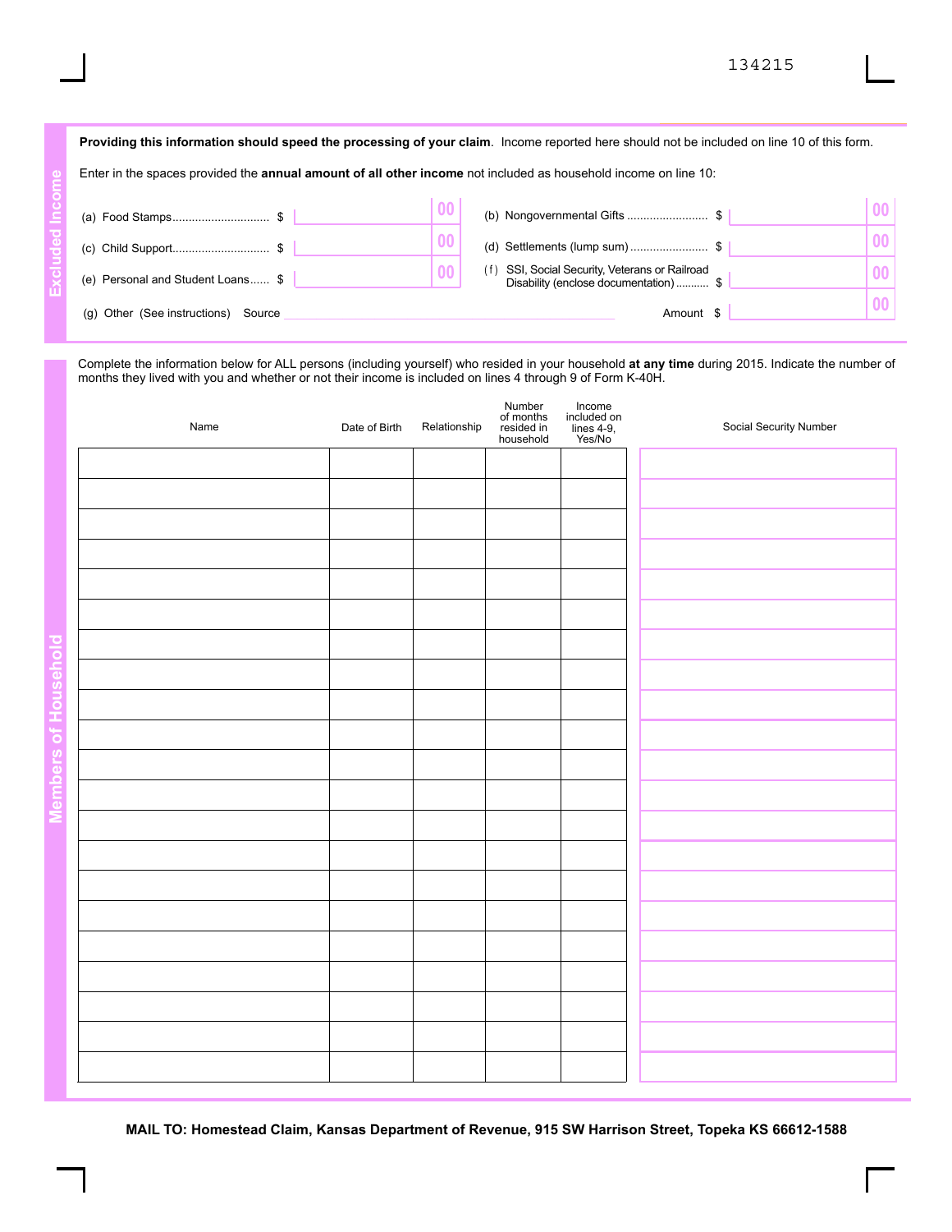134215

## Excluded Income

**Providing this information should speed the processing of your claim**. Income reported here should not be included on line 10 of this form.

Enter in the spaces provided the **annual amount of all other income** not included as household income on line 10:

(a) Food Stamps ............................. $ ______ 00

(b) Nongovernmental Gifts ......................... $ ______ 00

(c) Child Support ............................. $ ______ 00

(d) Settlements (lump sum) ........................ $ ______ 00

(e) Personal and Student Loans ...... $ ______ 00

(f) SSI, Social Security, Veterans or Railroad Disability (enclose documentation) .......... $ ______ 00

(g) Other (See instructions) Source ______ Amount $ ______ 00

## Members of Household

Complete the information below for ALL persons (including yourself) who resided in your household **at any time** during 2015. Indicate the number of months they lived with you and whether or not their income is included on lines 4 through 9 of Form K-40H.

| Name | Date of Birth | Relationship | Number of months resided in household | Income included on lines 4-9, Yes/No | Social Security Number |
|---|---|---|---|---|---|
| | | | | | |
| | | | | | |
| | | | | | |
| | | | | | |
| | | | | | |
| | | | | | |
| | | | | | |
| | | | | | |
| | | | | | |
| | | | | | |
| | | | | | |
| | | | | | |
| | | | | | |
| | | | | | |
| | | | | | |
| | | | | | |
| | | | | | |
| | | | | | |
| | | | | | |
| | | | | | |
| | | | | | |

**MAIL TO: Homestead Claim, Kansas Department of Revenue, 915 SW Harrison Street, Topeka KS 66612-1588**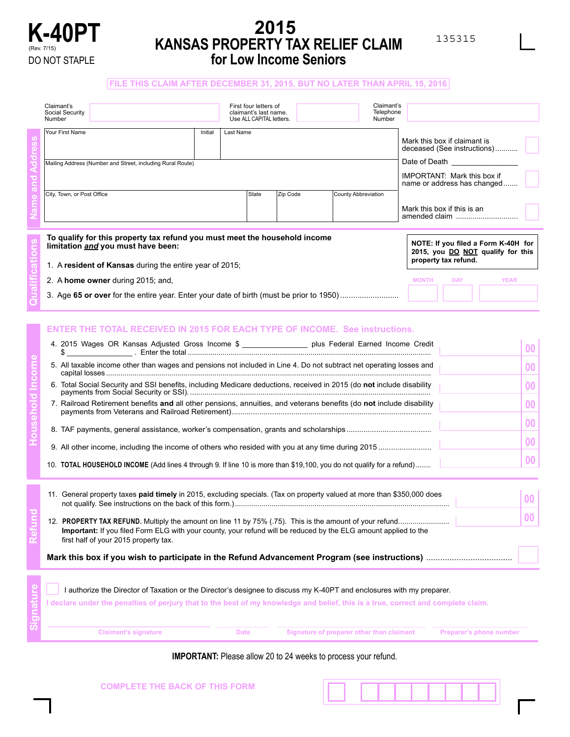# K-40PT

(Rev. 7/15)

DO NOT STAPLE

# 2015 KANSAS PROPERTY TAX RELIEF CLAIM for Low Income Seniors

135315

**FILE THIS CLAIM AFTER DECEMBER 31, 2015, BUT NO LATER THAN APRIL 15, 2016**

| Claimant's Social Security Number | | First four letters of claimant's last name. Use ALL CAPITAL letters. | | Claimant's Telephone Number | |
|---|---|---|---|---|---|

## Name and Address

| Your First Name | Initial | Last Name |
|---|---|---|
| | | |

Mailing Address (Number and Street, including Rural Route)

| City, Town, or Post Office | State | Zip Code | County Abbreviation |
|---|---|---|---|
| | | | |

Mark this box if claimant is deceased (See instructions) ........... ☐

Date of Death ______________

IMPORTANT: Mark this box if name or address has changed ....... ☐

Mark this box if this is an amended claim .............................. ☐

## Qualifications

**To qualify for this property tax refund you must meet the household income limitation *and* you must have been:**

**NOTE: If you filed a Form K-40H for 2015, you DO NOT qualify for this property tax refund.**

1. A **resident of Kansas** during the entire year of 2015;
2. A **home owner** during 2015; and,
3. Age **65 or over** for the entire year. Enter your date of birth (must be prior to 1950) .......................... MONTH ____ DAY ____ YEAR ____

## Household Income

**ENTER THE TOTAL RECEIVED IN 2015 FOR EACH TYPE OF INCOME. See instructions.**

4. 2015 Wages OR Kansas Adjusted Gross Income $ _______________ plus Federal Earned Income Credit $ _______________ . Enter the total .......... 00
5. All taxable income other than wages and pensions not included in Line 4. Do not subtract net operating losses and capital losses .......... 00
6. Total Social Security and SSI benefits, including Medicare deductions, received in 2015 (do **not** include disability payments from Social Security or SSI). .......... 00
7. Railroad Retirement benefits **and** all other pensions, annuities, and veterans benefits (do **not** include disability payments from Veterans and Railroad Retirement) .......... 00
8. TAF payments, general assistance, worker's compensation, grants and scholarships .......... 00
9. All other income, including the income of others who resided with you at any time during 2015 .......... 00
10. **TOTAL HOUSEHOLD INCOME** (Add lines 4 through 9. If line 10 is more than $19,100, you do not qualify for a refund) .......... 00

## Refund

11. General property taxes **paid timely** in 2015, excluding specials. (Tax on property valued at more than $350,000 does not qualify. See instructions on the back of this form.) .......... 00
12. **PROPERTY TAX REFUND.** Multiply the amount on line 11 by 75% (.75). This is the amount of your refund .......... 00
    **Important:** If you filed Form ELG with your county, your refund will be reduced by the ELG amount applied to the first half of your 2015 property tax.

**Mark this box if you wish to participate in the Refund Advancement Program (see instructions)** .................................... ☐

## Signature

☐ I authorize the Director of Taxation or the Director's designee to discuss my K-40PT and enclosures with my preparer.

**I declare under the penalties of perjury that to the best of my knowledge and belief, this is a true, correct and complete claim.**

| Claimant's signature | Date | Signature of preparer other than claimant | Preparer's phone number |
|---|---|---|---|
| | | | |

**IMPORTANT:** Please allow 20 to 24 weeks to process your refund.

**COMPLETE THE BACK OF THIS FORM**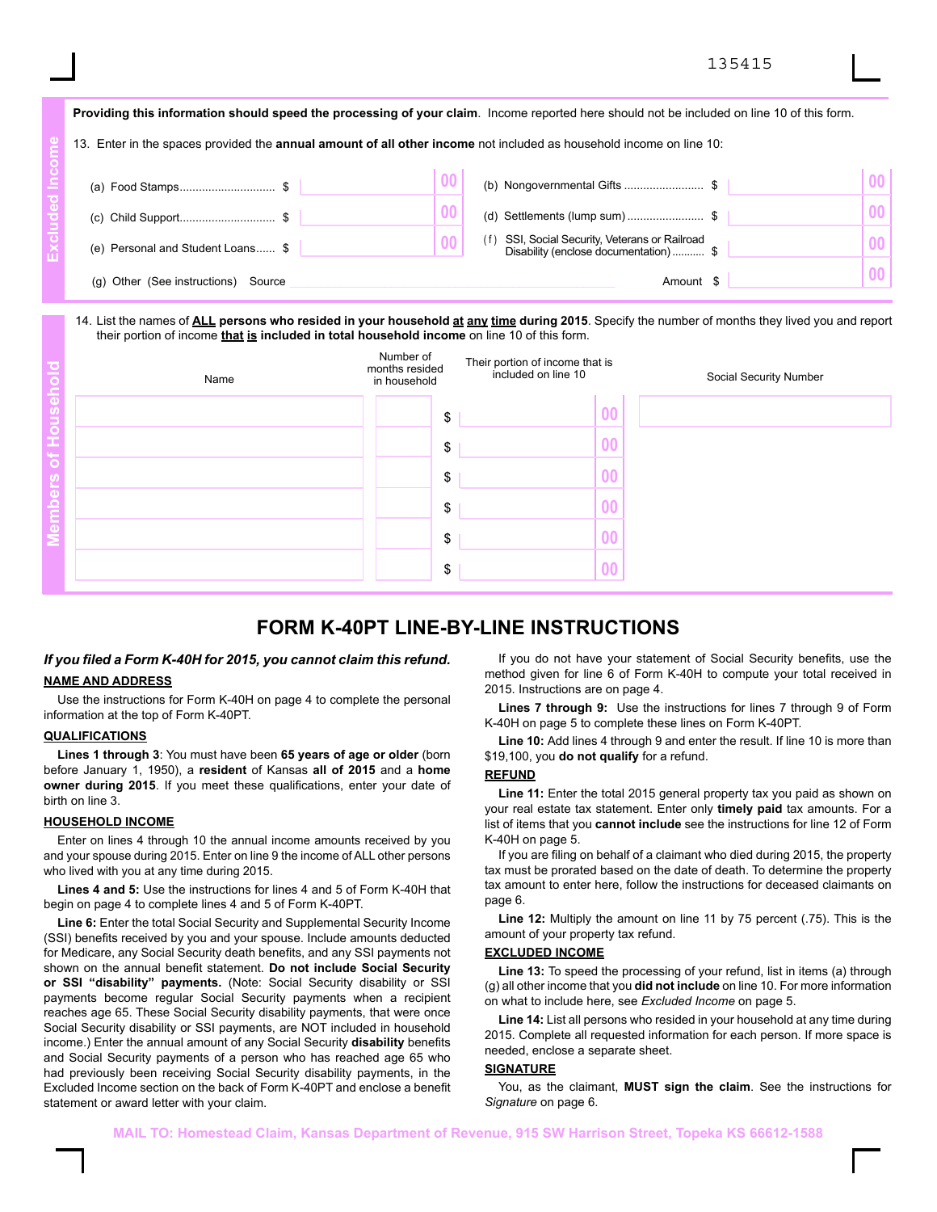135415

## Excluded Income

**Providing this information should speed the processing of your claim**. Income reported here should not be included on line 10 of this form.

13. Enter in the spaces provided the **annual amount of all other income** not included as household income on line 10:

| | | | |
|---|---|---|---|
| (a) Food Stamps | $ .00 | (b) Nongovernmental Gifts | $ .00 |
| (c) Child Support | $ .00 | (d) Settlements (lump sum) | $ .00 |
| (e) Personal and Student Loans | $ .00 | (f) SSI, Social Security, Veterans or Railroad Disability (enclose documentation) | $ .00 |

(g) Other (See instructions) Source ____________ Amount $ .00

## Members of Household

14. List the names of **ALL persons who resided in your household at any time during 2015**. Specify the number of months they lived you and report their portion of income **that is included in total household income** on line 10 of this form.

| Name | Number of months resided in household | Their portion of income that is included on line 10 | Social Security Number |
|---|---|---|---|
| | | $ .00 | |
| | | $ .00 | |
| | | $ .00 | |
| | | $ .00 | |
| | | $ .00 | |
| | | $ .00 | |

# FORM K-40PT LINE-BY-LINE INSTRUCTIONS

***If you filed a Form K-40H for 2015, you cannot claim this refund.***

**NAME AND ADDRESS**

Use the instructions for Form K-40H on page 4 to complete the personal information at the top of Form K-40PT.

**QUALIFICATIONS**

**Lines 1 through 3**: You must have been **65 years of age or older** (born before January 1, 1950), a **resident** of Kansas **all of 2015** and a **home owner during 2015**. If you meet these qualifications, enter your date of birth on line 3.

**HOUSEHOLD INCOME**

Enter on lines 4 through 10 the annual income amounts received by you and your spouse during 2015. Enter on line 9 the income of ALL other persons who lived with you at any time during 2015.

**Lines 4 and 5:** Use the instructions for lines 4 and 5 of Form K-40H that begin on page 4 to complete lines 4 and 5 of Form K-40PT.

**Line 6:** Enter the total Social Security and Supplemental Security Income (SSI) benefits received by you and your spouse. Include amounts deducted for Medicare, any Social Security death benefits, and any SSI payments not shown on the annual benefit statement. **Do not include Social Security or SSI "disability" payments.** (Note: Social Security disability or SSI payments become regular Social Security payments when a recipient reaches age 65. These Social Security disability payments, that were once Social Security disability or SSI payments, are NOT included in household income.) Enter the annual amount of any Social Security **disability** benefits and Social Security payments of a person who has reached age 65 who had previously been receiving Social Security disability payments, in the Excluded Income section on the back of Form K-40PT and enclose a benefit statement or award letter with your claim.

If you do not have your statement of Social Security benefits, use the method given for line 6 of Form K-40H to compute your total received in 2015. Instructions are on page 4.

**Lines 7 through 9:** Use the instructions for lines 7 through 9 of Form K-40H on page 5 to complete these lines on Form K-40PT.

**Line 10:** Add lines 4 through 9 and enter the result. If line 10 is more than $19,100, you **do not qualify** for a refund.

**REFUND**

**Line 11:** Enter the total 2015 general property tax you paid as shown on your real estate tax statement. Enter only **timely paid** tax amounts. For a list of items that you **cannot include** see the instructions for line 12 of Form K-40H on page 5.

If you are filing on behalf of a claimant who died during 2015, the property tax must be prorated based on the date of death. To determine the property tax amount to enter here, follow the instructions for deceased claimants on page 6.

**Line 12:** Multiply the amount on line 11 by 75 percent (.75). This is the amount of your property tax refund.

**EXCLUDED INCOME**

**Line 13:** To speed the processing of your refund, list in items (a) through (g) all other income that you **did not include** on line 10. For more information on what to include here, see *Excluded Income* on page 5.

**Line 14:** List all persons who resided in your household at any time during 2015. Complete all requested information for each person. If more space is needed, enclose a separate sheet.

**SIGNATURE**

You, as the claimant, **MUST sign the claim**. See the instructions for *Signature* on page 6.

**MAIL TO: Homestead Claim, Kansas Department of Revenue, 915 SW Harrison Street, Topeka KS 66612-1588**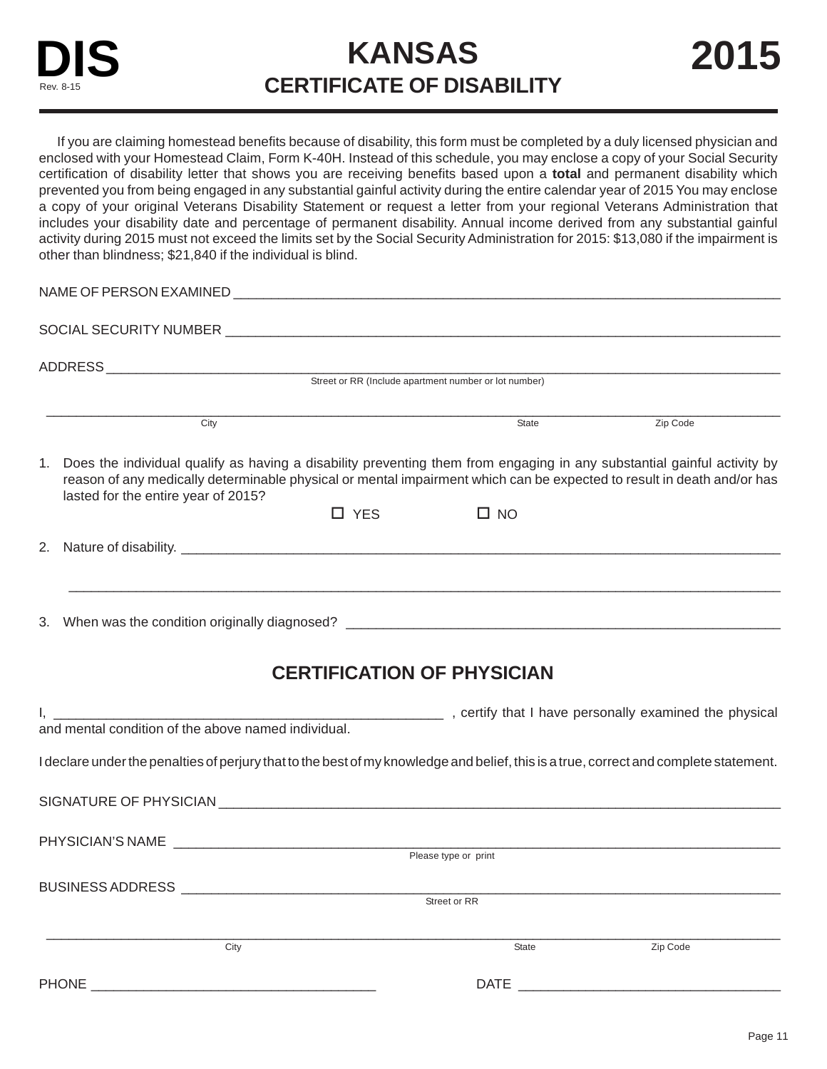# DIS

Rev. 8-15

# KANSAS

## CERTIFICATE OF DISABILITY

# 2015

If you are claiming homestead benefits because of disability, this form must be completed by a duly licensed physician and enclosed with your Homestead Claim, Form K-40H. Instead of this schedule, you may enclose a copy of your Social Security certification of disability letter that shows you are receiving benefits based upon a **total** and permanent disability which prevented you from being engaged in any substantial gainful activity during the entire calendar year of 2015 You may enclose a copy of your original Veterans Disability Statement or request a letter from your regional Veterans Administration that includes your disability date and percentage of permanent disability. Annual income derived from any substantial gainful activity during 2015 must not exceed the limits set by the Social Security Administration for 2015: $13,080 if the impairment is other than blindness; $21,840 if the individual is blind.

NAME OF PERSON EXAMINED ____________________________________________

SOCIAL SECURITY NUMBER ____________________________________________

ADDRESS ____________________________________________
Street or RR (Include apartment number or lot number)

____________________________________________
City State Zip Code

1. Does the individual qualify as having a disability preventing them from engaging in any substantial gainful activity by reason of any medically determinable physical or mental impairment which can be expected to result in death and/or has lasted for the entire year of 2015?

   ☐ YES ☐ NO

2. Nature of disability. ____________________________________________

   ____________________________________________

3. When was the condition originally diagnosed? ____________________________________________

## CERTIFICATION OF PHYSICIAN

I, ______________________________ , certify that I have personally examined the physical and mental condition of the above named individual.

I declare under the penalties of perjury that to the best of my knowledge and belief, this is a true, correct and complete statement.

SIGNATURE OF PHYSICIAN ____________________________________________

PHYSICIAN'S NAME ____________________________________________
Please type or print

BUSINESS ADDRESS ____________________________________________
Street or RR

____________________________________________
City State Zip Code

PHONE ______________________ DATE ______________________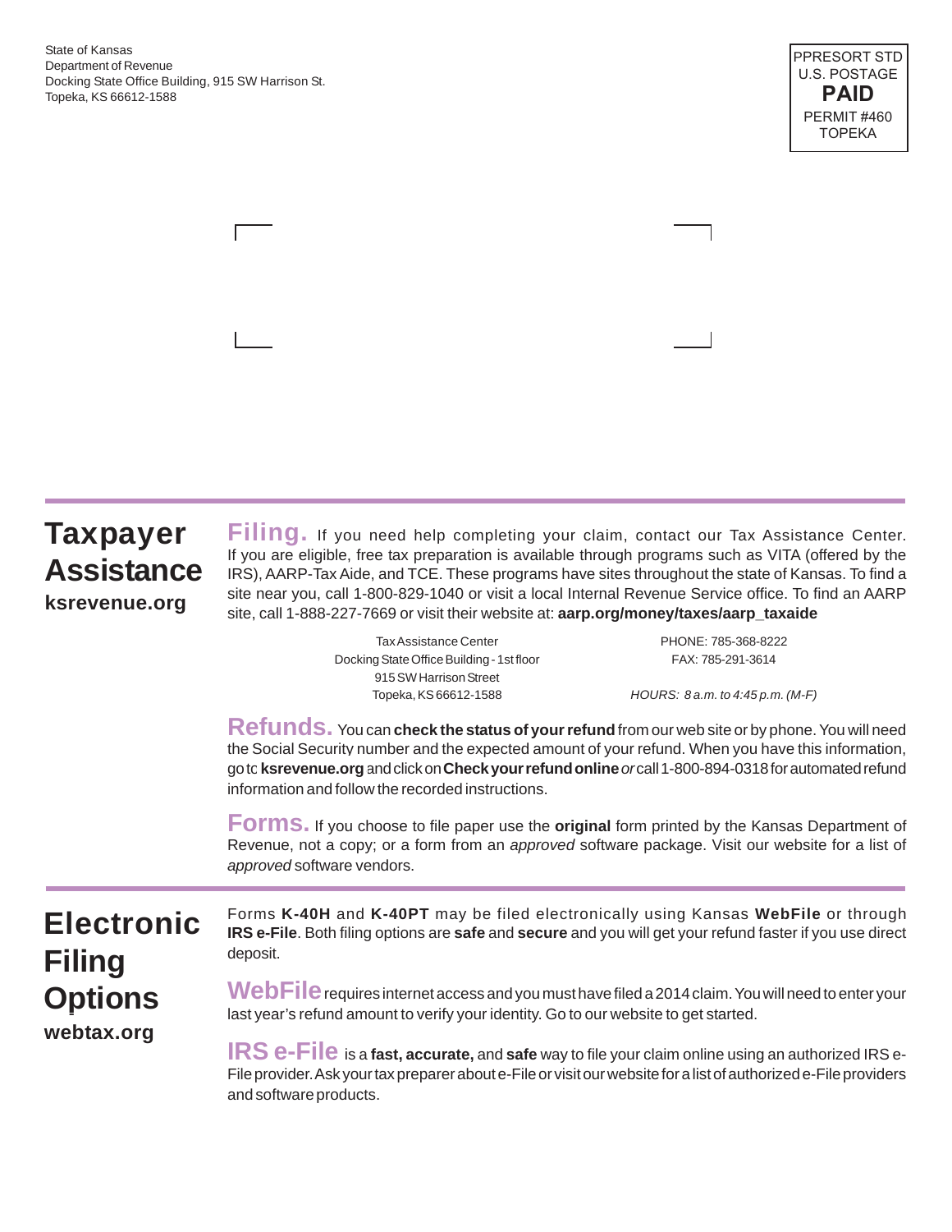State of Kansas
Department of Revenue
Docking State Office Building, 915 SW Harrison St.
Topeka, KS 66612-1588

PPRESORT STD
U.S. POSTAGE
**PAID**
PERMIT #460
TOPEKA

## Taxpayer Assistance

**ksrevenue.org**

**Filing.** If you need help completing your claim, contact our Tax Assistance Center. If you are eligible, free tax preparation is available through programs such as VITA (offered by the IRS), AARP-Tax Aide, and TCE. These programs have sites throughout the state of Kansas. To find a site near you, call 1-800-829-1040 or visit a local Internal Revenue Service office. To find an AARP site, call 1-888-227-7669 or visit their website at: **aarp.org/money/taxes/aarp_taxaide**

Tax Assistance Center
Docking State Office Building - 1st floor
915 SW Harrison Street
Topeka, KS 66612-1588

PHONE: 785-368-8222
FAX: 785-291-3614

*HOURS: 8 a.m. to 4:45 p.m. (M-F)*

**Refunds.** You can **check the status of your refund** from our web site or by phone. You will need the Social Security number and the expected amount of your refund. When you have this information, go tc **ksrevenue.org** and click on **Check your refund online** *or* call 1-800-894-0318 for automated refund information and follow the recorded instructions.

**Forms.** If you choose to file paper use the **original** form printed by the Kansas Department of Revenue, not a copy; or a form from an *approved* software package. Visit our website for a list of *approved* software vendors.

## Electronic Filing Options

**webtax.org**

Forms **K-40H** and **K-40PT** may be filed electronically using Kansas **WebFile** or through **IRS e-File**. Both filing options are **safe** and **secure** and you will get your refund faster if you use direct deposit.

**WebFile** requires internet access and you must have filed a 2014 claim. You will need to enter your last year's refund amount to verify your identity. Go to our website to get started.

**IRS e-File** is a **fast, accurate,** and **safe** way to file your claim online using an authorized IRS e-File provider. Ask your tax preparer about e-File or visit our website for a list of authorized e-File providers and software products.